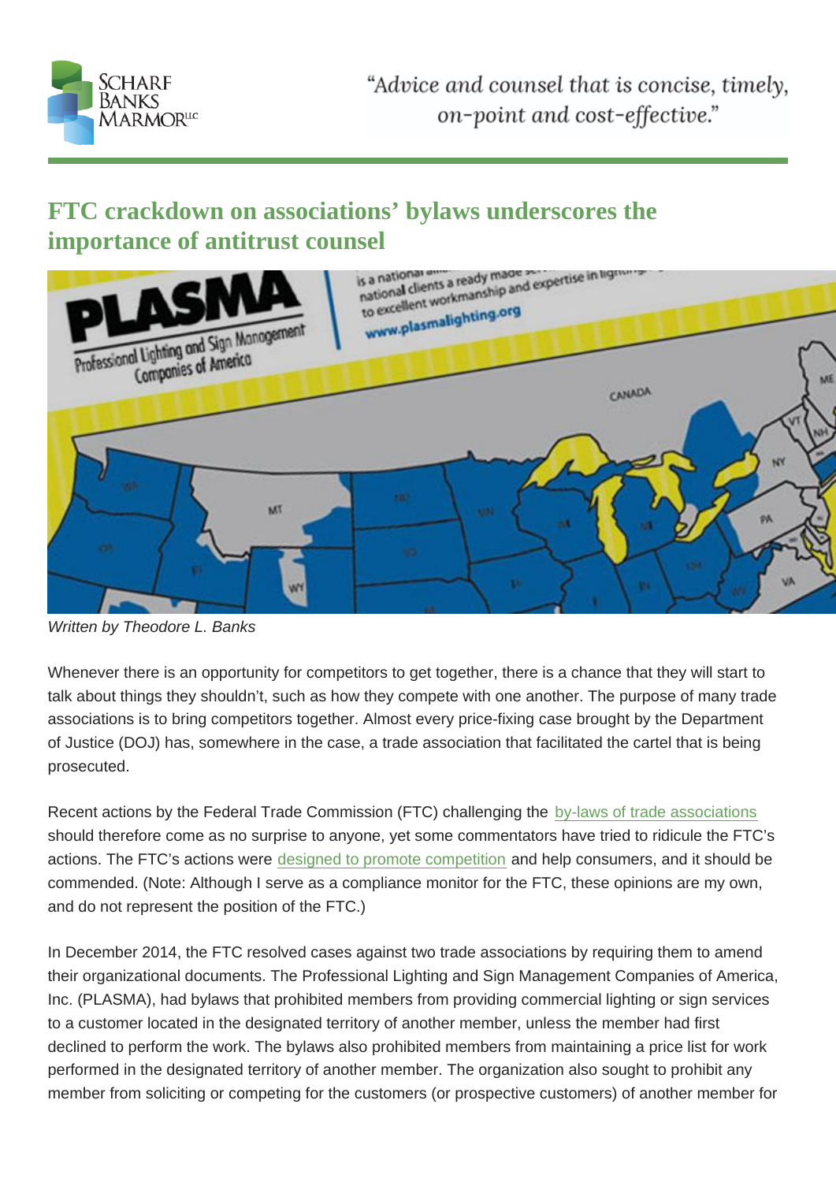# FTC crackdown on associations' bylaws underscores the importance of antitrust counsel

Written by Theodore L. Banks

Whenever there is an opportunity for competitors to get together, there is a chance that they will start to talk about things they shouldn't, such as how they compete with one another. The purpose of many trade associations is to bring competitors together. Almost every price-fixing case brought by the Department of Justice (DOJ) has, somewhere in the case, a trade association that facilitated the cartel that is being prosecuted.

Recent actions by the Federal Trade Commission (FTC) challenging the by-laws of trade associations should therefore come as no surprise to anyone, yet some commentators have tried to ridicule the FTC's actions. The FTC's actions were designed to promote competition and help consumers, and it should be commended. (Note: Although I serve as a compliance monitor for the FTC, these opinions are my own, and do not represent the position of the FTC.)

In December 2014, the FTC resolved cases against two trade associations by requiring them to amend their organizational documents. The Professional Lighting and Sign Management Companies of America, Inc. (PLASMA), had bylaws that prohibited members from providing commercial lighting or sign services to a customer located in the designated territory of another member, unless the member had first declined to perform the work. The bylaws also prohibited members from maintaining a price list for work performed in the designated territory of another member. The organization also sought to prohibit any member from soliciting or competing for the customers (or prospective customers) of another member for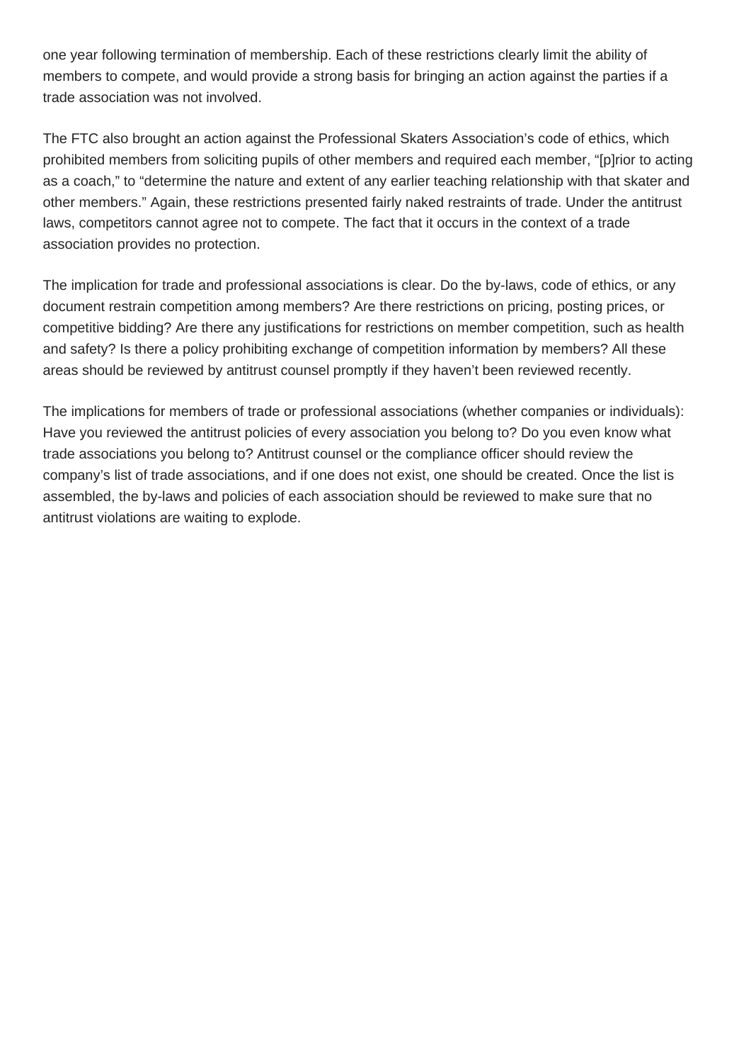one year following termination of membership. Each of these restrictions clearly limit the ability of members to compete, and would provide a strong basis for bringing an action against the parties if a trade association was not involved.

The FTC also brought an action against the Professional Skaters Association's code of ethics, which prohibited members from soliciting pupils of other members and required each member, "[p]rior to acting as a coach," to "determine the nature and extent of any earlier teaching relationship with that skater and other members." Again, these restrictions presented fairly naked restraints of trade. Under the antitrust laws, competitors cannot agree not to compete. The fact that it occurs in the context of a trade association provides no protection.

The implication for trade and professional associations is clear. Do the by-laws, code of ethics, or any document restrain competition among members? Are there restrictions on pricing, posting prices, or competitive bidding? Are there any justifications for restrictions on member competition, such as health and safety? Is there a policy prohibiting exchange of competition information by members? All these areas should be reviewed by antitrust counsel promptly if they haven't been reviewed recently.

The implications for members of trade or professional associations (whether companies or individuals): Have you reviewed the antitrust policies of every association you belong to? Do you even know what trade associations you belong to? Antitrust counsel or the compliance officer should review the company's list of trade associations, and if one does not exist, one should be created. Once the list is assembled, the by-laws and policies of each association should be reviewed to make sure that no antitrust violations are waiting to explode.